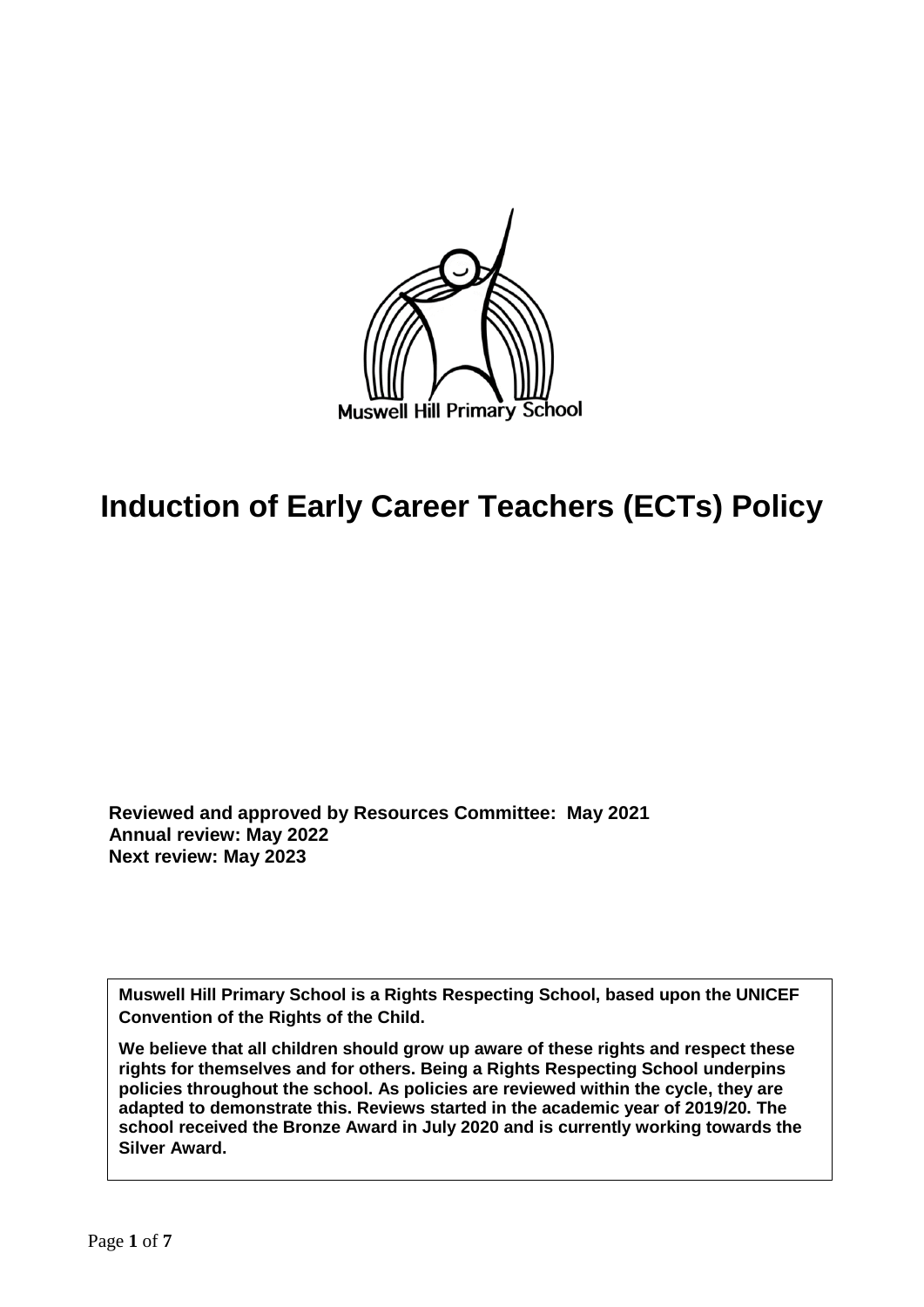Muswell Hill Primary School

# Induction of Early Career Teachers (ECTs) Policy

**Reviewed and approved by Resources Committee: May 2021**
**Annual review: May 2022**
**Next review: May 2023**

**Muswell Hill Primary School is a Rights Respecting School, based upon the UNICEF Convention of the Rights of the Child.**

**We believe that all children should grow up aware of these rights and respect these rights for themselves and for others. Being a Rights Respecting School underpins policies throughout the school. As policies are reviewed within the cycle, they are adapted to demonstrate this. Reviews started in the academic year of 2019/20. The school received the Bronze Award in July 2020 and is currently working towards the Silver Award.**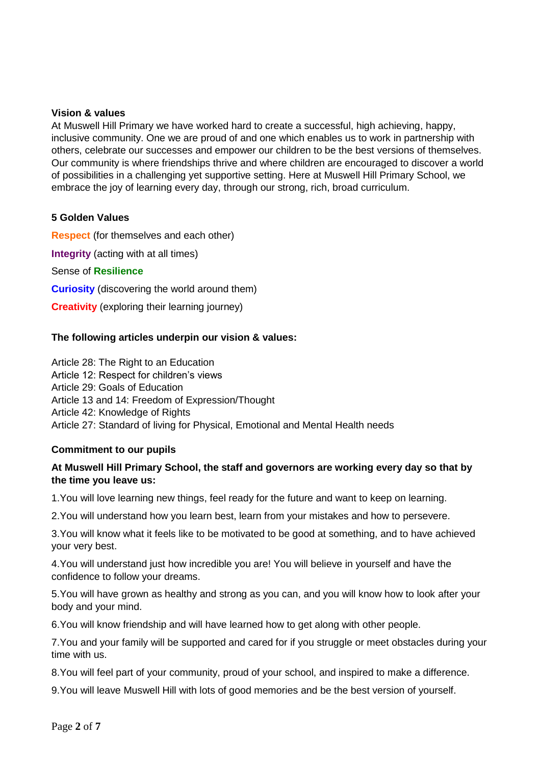**Vision & values**

At Muswell Hill Primary we have worked hard to create a successful, high achieving, happy, inclusive community. One we are proud of and one which enables us to work in partnership with others, celebrate our successes and empower our children to be the best versions of themselves. Our community is where friendships thrive and where children are encouraged to discover a world of possibilities in a challenging yet supportive setting. Here at Muswell Hill Primary School, we embrace the joy of learning every day, through our strong, rich, broad curriculum.

**5 Golden Values**

**Respect** (for themselves and each other)

**Integrity** (acting with at all times)

Sense of **Resilience**

**Curiosity** (discovering the world around them)

**Creativity** (exploring their learning journey)

**The following articles underpin our vision & values:**

Article 28: The Right to an Education
Article 12: Respect for children's views
Article 29: Goals of Education
Article 13 and 14: Freedom of Expression/Thought
Article 42: Knowledge of Rights
Article 27: Standard of living for Physical, Emotional and Mental Health needs

**Commitment to our pupils**

**At Muswell Hill Primary School, the staff and governors are working every day so that by the time you leave us:**

1.You will love learning new things, feel ready for the future and want to keep on learning.

2.You will understand how you learn best, learn from your mistakes and how to persevere.

3.You will know what it feels like to be motivated to be good at something, and to have achieved your very best.

4.You will understand just how incredible you are! You will believe in yourself and have the confidence to follow your dreams.

5.You will have grown as healthy and strong as you can, and you will know how to look after your body and your mind.

6.You will know friendship and will have learned how to get along with other people.

7.You and your family will be supported and cared for if you struggle or meet obstacles during your time with us.

8.You will feel part of your community, proud of your school, and inspired to make a difference.

9.You will leave Muswell Hill with lots of good memories and be the best version of yourself.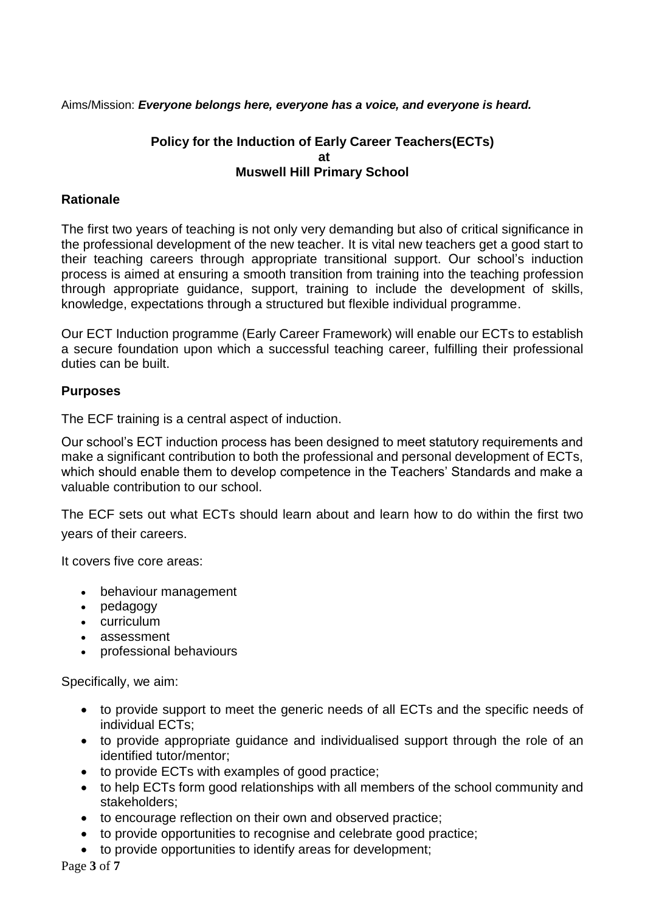Aims/Mission: ***Everyone belongs here, everyone has a voice, and everyone is heard.***

# Policy for the Induction of Early Career Teachers(ECTs) at Muswell Hill Primary School

## Rationale

The first two years of teaching is not only very demanding but also of critical significance in the professional development of the new teacher. It is vital new teachers get a good start to their teaching careers through appropriate transitional support. Our school's induction process is aimed at ensuring a smooth transition from training into the teaching profession through appropriate guidance, support, training to include the development of skills, knowledge, expectations through a structured but flexible individual programme.

Our ECT Induction programme (Early Career Framework) will enable our ECTs to establish a secure foundation upon which a successful teaching career, fulfilling their professional duties can be built.

## Purposes

The ECF training is a central aspect of induction.

Our school's ECT induction process has been designed to meet statutory requirements and make a significant contribution to both the professional and personal development of ECTs, which should enable them to develop competence in the Teachers' Standards and make a valuable contribution to our school.

The ECF sets out what ECTs should learn about and learn how to do within the first two years of their careers.

It covers five core areas:

- behaviour management
- pedagogy
- curriculum
- assessment
- professional behaviours

Specifically, we aim:

- to provide support to meet the generic needs of all ECTs and the specific needs of individual ECTs;
- to provide appropriate guidance and individualised support through the role of an identified tutor/mentor;
- to provide ECTs with examples of good practice;
- to help ECTs form good relationships with all members of the school community and stakeholders;
- to encourage reflection on their own and observed practice;
- to provide opportunities to recognise and celebrate good practice;
- to provide opportunities to identify areas for development;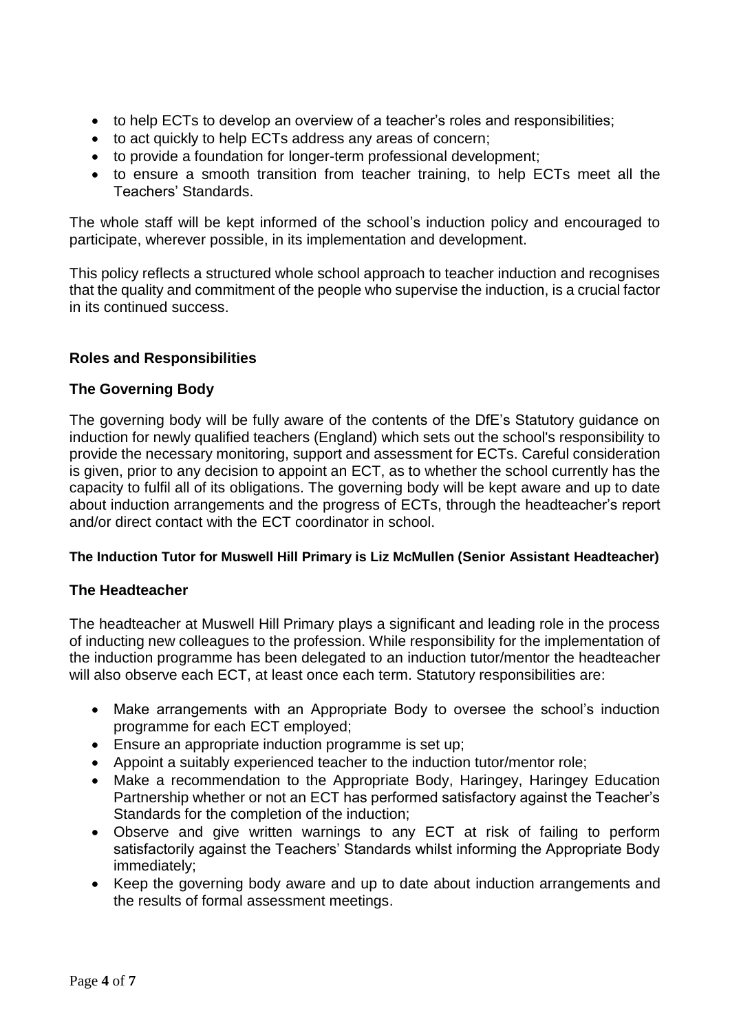- to help ECTs to develop an overview of a teacher's roles and responsibilities;
- to act quickly to help ECTs address any areas of concern;
- to provide a foundation for longer-term professional development;
- to ensure a smooth transition from teacher training, to help ECTs meet all the Teachers' Standards.

The whole staff will be kept informed of the school's induction policy and encouraged to participate, wherever possible, in its implementation and development.

This policy reflects a structured whole school approach to teacher induction and recognises that the quality and commitment of the people who supervise the induction, is a crucial factor in its continued success.

## Roles and Responsibilities

### The Governing Body

The governing body will be fully aware of the contents of the DfE's Statutory guidance on induction for newly qualified teachers (England) which sets out the school's responsibility to provide the necessary monitoring, support and assessment for ECTs. Careful consideration is given, prior to any decision to appoint an ECT, as to whether the school currently has the capacity to fulfil all of its obligations. The governing body will be kept aware and up to date about induction arrangements and the progress of ECTs, through the headteacher's report and/or direct contact with the ECT coordinator in school.

**The Induction Tutor for Muswell Hill Primary is Liz McMullen (Senior Assistant Headteacher)**

### The Headteacher

The headteacher at Muswell Hill Primary plays a significant and leading role in the process of inducting new colleagues to the profession. While responsibility for the implementation of the induction programme has been delegated to an induction tutor/mentor the headteacher will also observe each ECT, at least once each term. Statutory responsibilities are:

- Make arrangements with an Appropriate Body to oversee the school's induction programme for each ECT employed;
- Ensure an appropriate induction programme is set up;
- Appoint a suitably experienced teacher to the induction tutor/mentor role;
- Make a recommendation to the Appropriate Body, Haringey, Haringey Education Partnership whether or not an ECT has performed satisfactory against the Teacher's Standards for the completion of the induction;
- Observe and give written warnings to any ECT at risk of failing to perform satisfactorily against the Teachers' Standards whilst informing the Appropriate Body immediately;
- Keep the governing body aware and up to date about induction arrangements and the results of formal assessment meetings.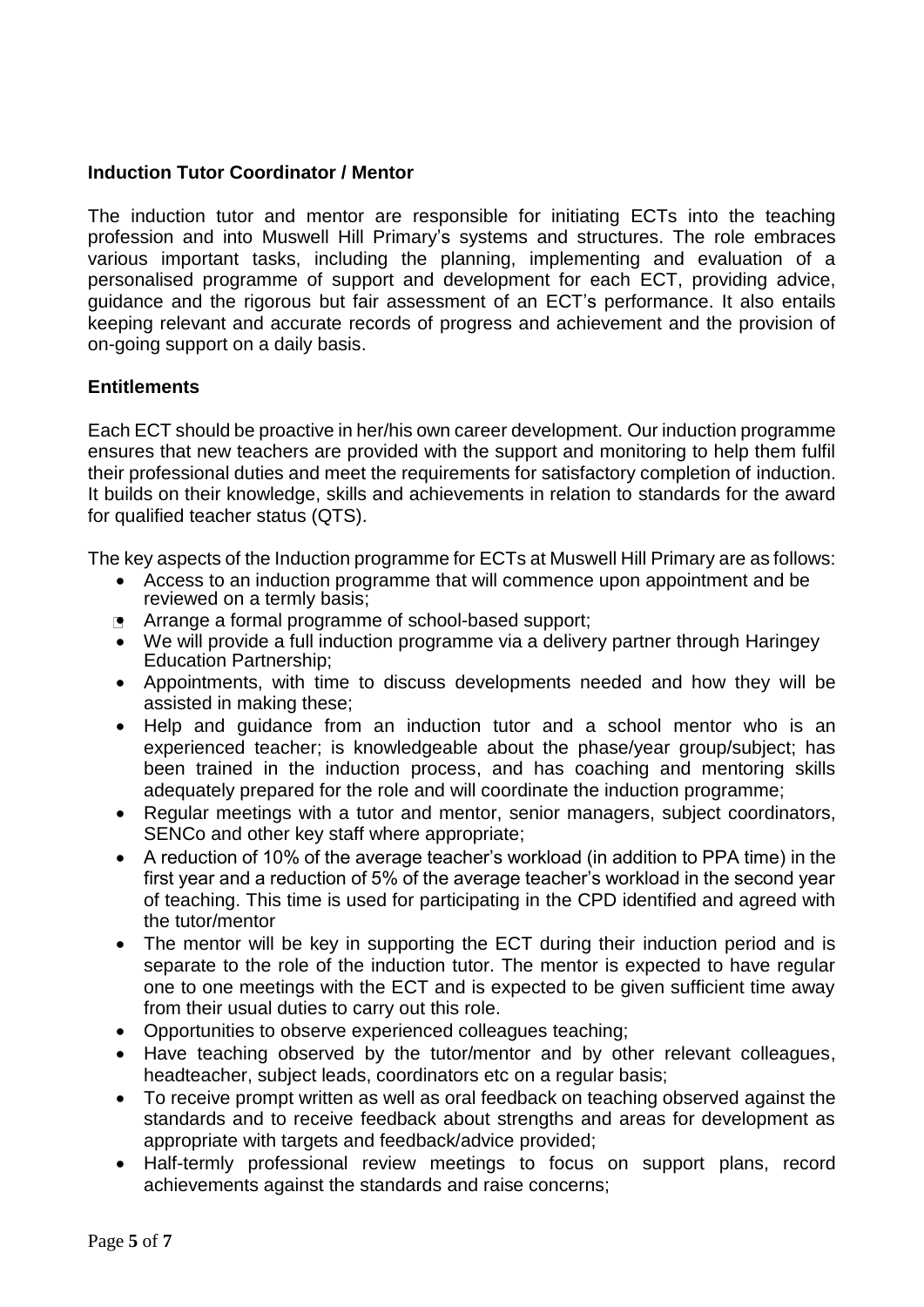**Induction Tutor Coordinator / Mentor**

The induction tutor and mentor are responsible for initiating ECTs into the teaching profession and into Muswell Hill Primary's systems and structures. The role embraces various important tasks, including the planning, implementing and evaluation of a personalised programme of support and development for each ECT, providing advice, guidance and the rigorous but fair assessment of an ECT's performance. It also entails keeping relevant and accurate records of progress and achievement and the provision of on-going support on a daily basis.

**Entitlements**

Each ECT should be proactive in her/his own career development. Our induction programme ensures that new teachers are provided with the support and monitoring to help them fulfil their professional duties and meet the requirements for satisfactory completion of induction. It builds on their knowledge, skills and achievements in relation to standards for the award for qualified teacher status (QTS).

The key aspects of the Induction programme for ECTs at Muswell Hill Primary are as follows:

- Access to an induction programme that will commence upon appointment and be reviewed on a termly basis;
- Arrange a formal programme of school-based support;
- We will provide a full induction programme via a delivery partner through Haringey Education Partnership;
- Appointments, with time to discuss developments needed and how they will be assisted in making these;
- Help and guidance from an induction tutor and a school mentor who is an experienced teacher; is knowledgeable about the phase/year group/subject; has been trained in the induction process, and has coaching and mentoring skills adequately prepared for the role and will coordinate the induction programme;
- Regular meetings with a tutor and mentor, senior managers, subject coordinators, SENCo and other key staff where appropriate;
- A reduction of 10% of the average teacher's workload (in addition to PPA time) in the first year and a reduction of 5% of the average teacher's workload in the second year of teaching. This time is used for participating in the CPD identified and agreed with the tutor/mentor
- The mentor will be key in supporting the ECT during their induction period and is separate to the role of the induction tutor. The mentor is expected to have regular one to one meetings with the ECT and is expected to be given sufficient time away from their usual duties to carry out this role.
- Opportunities to observe experienced colleagues teaching;
- Have teaching observed by the tutor/mentor and by other relevant colleagues, headteacher, subject leads, coordinators etc on a regular basis;
- To receive prompt written as well as oral feedback on teaching observed against the standards and to receive feedback about strengths and areas for development as appropriate with targets and feedback/advice provided;
- Half-termly professional review meetings to focus on support plans, record achievements against the standards and raise concerns;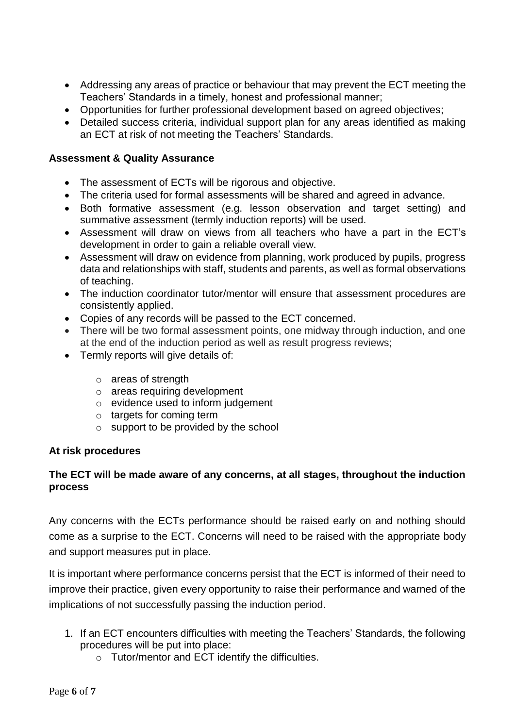- Addressing any areas of practice or behaviour that may prevent the ECT meeting the Teachers' Standards in a timely, honest and professional manner;
- Opportunities for further professional development based on agreed objectives;
- Detailed success criteria, individual support plan for any areas identified as making an ECT at risk of not meeting the Teachers' Standards.

**Assessment & Quality Assurance**

- The assessment of ECTs will be rigorous and objective.
- The criteria used for formal assessments will be shared and agreed in advance.
- Both formative assessment (e.g. lesson observation and target setting) and summative assessment (termly induction reports) will be used.
- Assessment will draw on views from all teachers who have a part in the ECT's development in order to gain a reliable overall view.
- Assessment will draw on evidence from planning, work produced by pupils, progress data and relationships with staff, students and parents, as well as formal observations of teaching.
- The induction coordinator tutor/mentor will ensure that assessment procedures are consistently applied.
- Copies of any records will be passed to the ECT concerned.
- There will be two formal assessment points, one midway through induction, and one at the end of the induction period as well as result progress reviews;
- Termly reports will give details of:
  - areas of strength
  - areas requiring development
  - evidence used to inform judgement
  - targets for coming term
  - support to be provided by the school

**At risk procedures**

**The ECT will be made aware of any concerns, at all stages, throughout the induction process**

Any concerns with the ECTs performance should be raised early on and nothing should come as a surprise to the ECT. Concerns will need to be raised with the appropriate body and support measures put in place.

It is important where performance concerns persist that the ECT is informed of their need to improve their practice, given every opportunity to raise their performance and warned of the implications of not successfully passing the induction period.

1. If an ECT encounters difficulties with meeting the Teachers' Standards, the following procedures will be put into place:
   - Tutor/mentor and ECT identify the difficulties.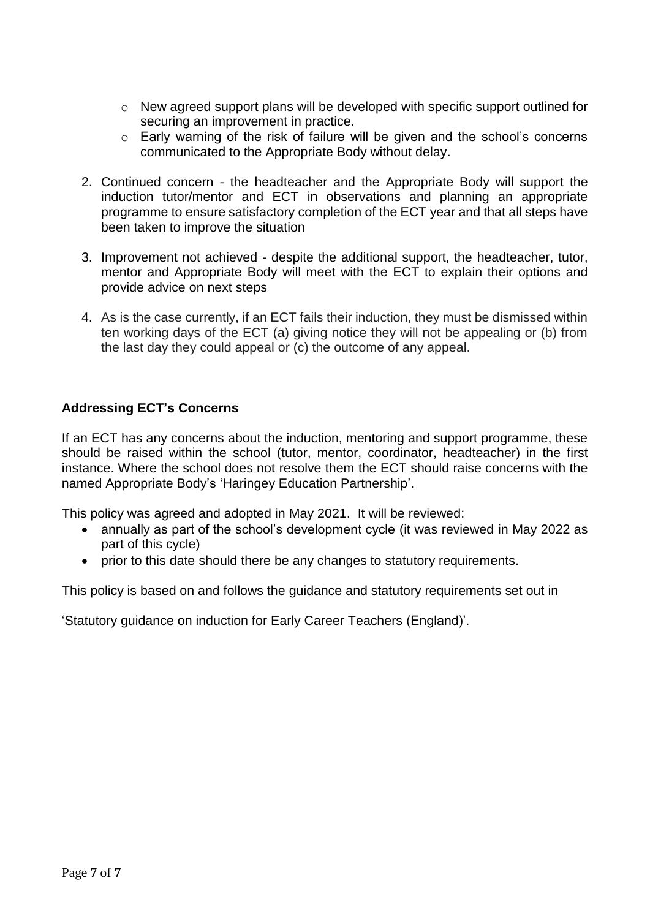- New agreed support plans will be developed with specific support outlined for securing an improvement in practice.
   - Early warning of the risk of failure will be given and the school's concerns communicated to the Appropriate Body without delay.

2. Continued concern - the headteacher and the Appropriate Body will support the induction tutor/mentor and ECT in observations and planning an appropriate programme to ensure satisfactory completion of the ECT year and that all steps have been taken to improve the situation

3. Improvement not achieved - despite the additional support, the headteacher, tutor, mentor and Appropriate Body will meet with the ECT to explain their options and provide advice on next steps

4. As is the case currently, if an ECT fails their induction, they must be dismissed within ten working days of the ECT (a) giving notice they will not be appealing or (b) from the last day they could appeal or (c) the outcome of any appeal.

**Addressing ECT's Concerns**

If an ECT has any concerns about the induction, mentoring and support programme, these should be raised within the school (tutor, mentor, coordinator, headteacher) in the first instance. Where the school does not resolve them the ECT should raise concerns with the named Appropriate Body's 'Haringey Education Partnership'.

This policy was agreed and adopted in May 2021. It will be reviewed:

- annually as part of the school's development cycle (it was reviewed in May 2022 as part of this cycle)
- prior to this date should there be any changes to statutory requirements.

This policy is based on and follows the guidance and statutory requirements set out in

'Statutory guidance on induction for Early Career Teachers (England)'.